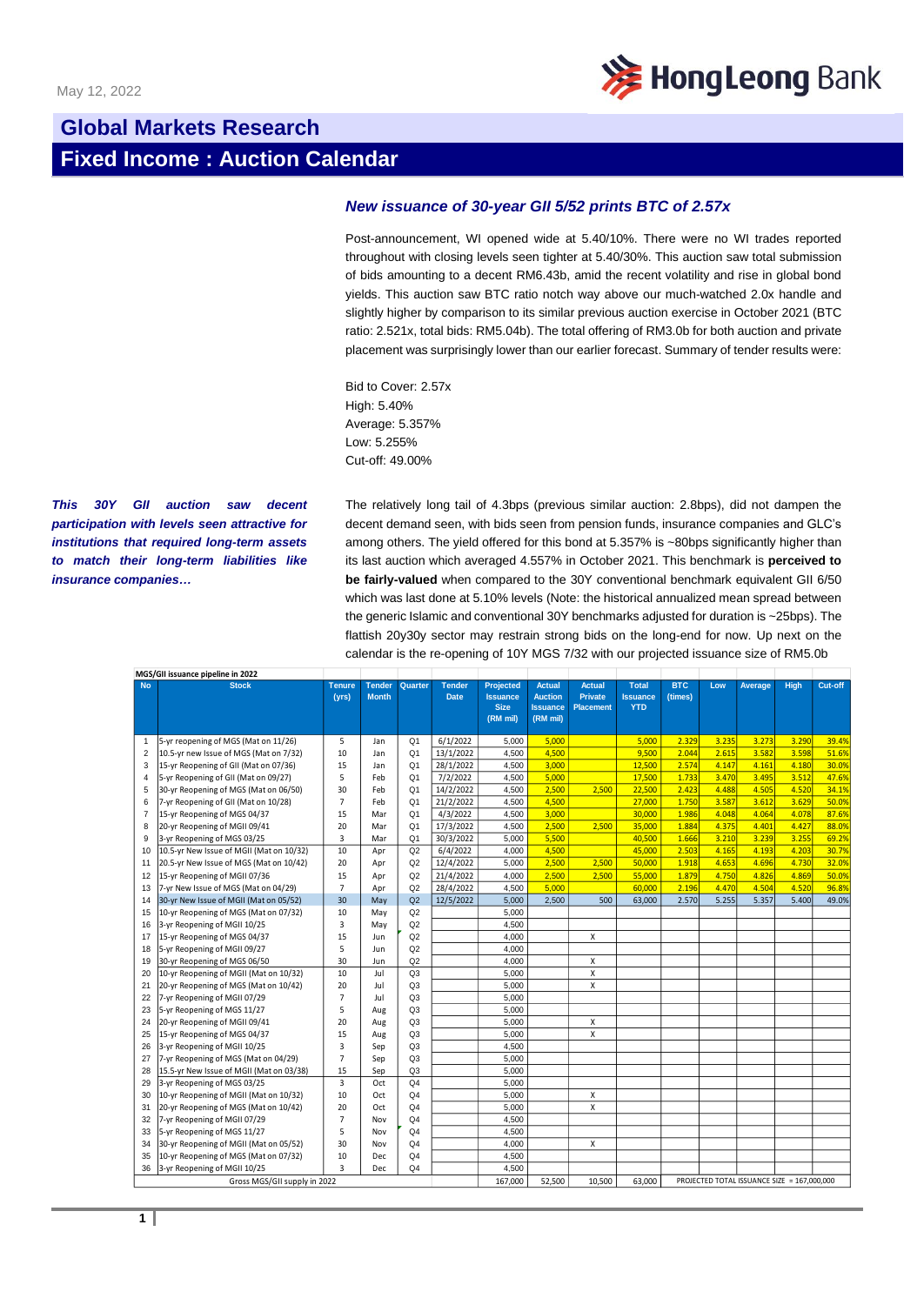May 12, 2022

Hong Leong Bank

# Global Markets Research

## Fixed Income : Auction Calendar

### *New issuance of 30-year GII 5/52 prints BTC of 2.57x*

Post-announcement, WI opened wide at 5.40/10%. There were no WI trades reported throughout with closing levels seen tighter at 5.40/30%. This auction saw total submission of bids amounting to a decent RM6.43b, amid the recent volatility and rise in global bond yields. This auction saw BTC ratio notch way above our much-watched 2.0x handle and slightly higher by comparison to its similar previous auction exercise in October 2021 (BTC ratio: 2.521x, total bids: RM5.04b). The total offering of RM3.0b for both auction and private placement was surprisingly lower than our earlier forecast. Summary of tender results were:

Bid to Cover: 2.57x
High: 5.40%
Average: 5.357%
Low: 5.255%
Cut-off: 49.00%

***This 30Y GII auction saw decent participation with levels seen attractive for institutions that required long-term assets to match their long-term liabilities like insurance companies…***

The relatively long tail of 4.3bps (previous similar auction: 2.8bps), did not dampen the decent demand seen, with bids seen from pension funds, insurance companies and GLC's among others. The yield offered for this bond at 5.357% is ~80bps significantly higher than its last auction which averaged 4.557% in October 2021. This benchmark is **perceived to be fairly-valued** when compared to the 30Y conventional benchmark equivalent GII 6/50 which was last done at 5.10% levels (Note: the historical annualized mean spread between the generic Islamic and conventional 30Y benchmarks adjusted for duration is ~25bps). The flattish 20y30y sector may restrain strong bids on the long-end for now. Up next on the calendar is the re-opening of 10Y MGS 7/32 with our projected issuance size of RM5.0b

MGS/GII issuance pipeline in 2022

| No | Stock | Tenure (yrs) | Tender Month | Quarter | Tender Date | Projected Issuance Size (RM mil) | Actual Auction Issuance (RM mil) | Actual Private Placement | Total Issuance YTD | BTC (times) | Low | Average | High | Cut-off |
|---|---|---|---|---|---|---|---|---|---|---|---|---|---|---|
| 1 | 5-yr reopening of MGS (Mat on 11/26) | 5 | Jan | Q1 | 6/1/2022 | 5,000 | 5,000 | | 5,000 | 2.329 | 3.235 | 3.273 | 3.290 | 39.4% |
| 2 | 10.5-yr new Issue of MGS (Mat on 7/32) | 10 | Jan | Q1 | 13/1/2022 | 4,500 | 4,500 | | 9,500 | 2.044 | 2.615 | 3.582 | 3.598 | 51.6% |
| 3 | 15-yr Reopening of GII (Mat on 07/36) | 15 | Jan | Q1 | 28/1/2022 | 4,500 | 3,000 | | 12,500 | 2.574 | 4.147 | 4.161 | 4.180 | 30.0% |
| 4 | 5-yr Reopening of GII (Mat on 09/27) | 5 | Feb | Q1 | 7/2/2022 | 4,500 | 5,000 | | 17,500 | 1.733 | 3.470 | 3.495 | 3.512 | 47.6% |
| 5 | 30-yr Reopening of MGS (Mat on 06/50) | 30 | Feb | Q1 | 14/2/2022 | 4,500 | 2,500 | 2,500 | 22,500 | 2.423 | 4.488 | 4.505 | 4.520 | 34.1% |
| 6 | 7-yr Reopening of GII (Mat on 10/28) | 7 | Feb | Q1 | 21/2/2022 | 4,500 | 4,500 | | 27,000 | 1.750 | 3.587 | 3.612 | 3.629 | 50.0% |
| 7 | 15-yr Reopening of MGS 04/37 | 15 | Mar | Q1 | 4/3/2022 | 4,500 | 3,000 | | 30,000 | 1.986 | 4.048 | 4.064 | 4.078 | 87.6% |
| 8 | 20-yr Reopening of MGII 09/41 | 20 | Mar | Q1 | 17/3/2022 | 4,500 | 2,500 | 2,500 | 35,000 | 1.884 | 4.375 | 4.401 | 4.427 | 88.0% |
| 9 | 3-yr Reopening of MGS 03/25 | 3 | Mar | Q1 | 30/3/2022 | 5,000 | 5,500 | | 40,500 | 1.666 | 3.210 | 3.239 | 3.255 | 69.2% |
| 10 | 10.5-yr New Issue of MGII (Mat on 10/32) | 10 | Apr | Q2 | 6/4/2022 | 4,000 | 4,500 | | 45,000 | 2.503 | 4.165 | 4.193 | 4.203 | 30.7% |
| 11 | 20.5-yr New Issue of MGS (Mat on 10/42) | 20 | Apr | Q2 | 12/4/2022 | 5,000 | 2,500 | 2,500 | 50,000 | 1.918 | 4.653 | 4.696 | 4.730 | 32.0% |
| 12 | 15-yr Reopening of MGII 07/36 | 15 | Apr | Q2 | 21/4/2022 | 4,000 | 2,500 | 2,500 | 55,000 | 1.879 | 4.750 | 4.826 | 4.869 | 50.0% |
| 13 | 7-yr New Issue of MGS (Mat on 04/29) | 7 | Apr | Q2 | 28/4/2022 | 4,500 | 5,000 | | 60,000 | 2.196 | 4.470 | 4.504 | 4.520 | 96.8% |
| 14 | 30-yr New Issue of MGII (Mat on 05/52) | 30 | May | Q2 | 12/5/2022 | 5,000 | 2,500 | 500 | 63,000 | 2.570 | 5.255 | 5.357 | 5.400 | 49.0% |
| 15 | 10-yr Reopening of MGS (Mat on 07/32) | 10 | May | Q2 | | 5,000 | | | | | | | | |
| 16 | 3-yr Reopening of MGII 10/25 | 3 | May | Q2 | | 4,500 | | | | | | | | |
| 17 | 15-yr Reopening of MGS 04/37 | 15 | Jun | Q2 | | 4,000 | | X | | | | | | |
| 18 | 5-yr Reopening of MGII 09/27 | 5 | Jun | Q2 | | 4,000 | | | | | | | | |
| 19 | 30-yr Reopening of MGS 06/50 | 30 | Jun | Q2 | | 4,000 | | X | | | | | | |
| 20 | 10-yr Reopening of MGII (Mat on 10/32) | 10 | Jul | Q3 | | 5,000 | | X | | | | | | |
| 21 | 20-yr Reopening of MGS (Mat on 10/42) | 20 | Jul | Q3 | | 5,000 | | X | | | | | | |
| 22 | 7-yr Reopening of MGII 07/29 | 7 | Jul | Q3 | | 5,000 | | | | | | | | |
| 23 | 5-yr Reopening of MGS 11/27 | 5 | Aug | Q3 | | 5,000 | | | | | | | | |
| 24 | 20-yr Reopening of MGII 09/41 | 20 | Aug | Q3 | | 5,000 | | X | | | | | | |
| 25 | 15-yr Reopening of MGS 04/37 | 15 | Aug | Q3 | | 5,000 | | X | | | | | | |
| 26 | 3-yr Reopening of MGII 10/25 | 3 | Sep | Q3 | | 4,500 | | | | | | | | |
| 27 | 7-yr Reopening of MGS (Mat on 04/29) | 7 | Sep | Q3 | | 5,000 | | | | | | | | |
| 28 | 15.5-yr New Issue of MGII (Mat on 03/38) | 15 | Sep | Q3 | | 5,000 | | | | | | | | |
| 29 | 3-yr Reopening of MGS 03/25 | 3 | Oct | Q4 | | 5,000 | | | | | | | | |
| 30 | 10-yr Reopening of MGII (Mat on 10/32) | 10 | Oct | Q4 | | 5,000 | | X | | | | | | |
| 31 | 20-yr Reopening of MGS (Mat on 10/42) | 20 | Oct | Q4 | | 5,000 | | X | | | | | | |
| 32 | 7-yr Reopening of MGII 07/29 | 7 | Nov | Q4 | | 4,500 | | | | | | | | |
| 33 | 5-yr Reopening of MGS 11/27 | 5 | Nov | Q4 | | 4,500 | | | | | | | | |
| 34 | 30-yr Reopening of MGII (Mat on 05/52) | 30 | Nov | Q4 | | 4,000 | | X | | | | | | |
| 35 | 10-yr Reopening of MGS (Mat on 07/32) | 10 | Dec | Q4 | | 4,500 | | | | | | | | |
| 36 | 3-yr Reopening of MGII 10/25 | 3 | Dec | Q4 | | 4,500 | | | | | | | | |
| | Gross MGS/GII supply in 2022 | | | | | 167,000 | 52,500 | 10,500 | 63,000 | PROJECTED TOTAL ISSUANCE SIZE = 167,000,000 | | | | |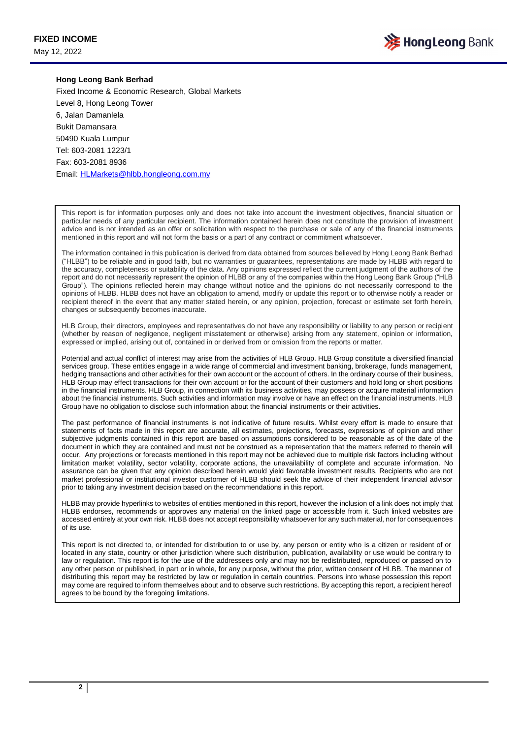**Hong Leong Bank Berhad**

Fixed Income & Economic Research, Global Markets
Level 8, Hong Leong Tower
6, Jalan Damanlela
Bukit Damansara
50490 Kuala Lumpur
Tel: 603-2081 1223/1
Fax: 603-2081 8936
Email: [HLMarkets@hlbb.hongleong.com.my](mailto:HLMarkets@hlbb.hongleong.com.my)

This report is for information purposes only and does not take into account the investment objectives, financial situation or particular needs of any particular recipient. The information contained herein does not constitute the provision of investment advice and is not intended as an offer or solicitation with respect to the purchase or sale of any of the financial instruments mentioned in this report and will not form the basis or a part of any contract or commitment whatsoever.

The information contained in this publication is derived from data obtained from sources believed by Hong Leong Bank Berhad ("HLBB") to be reliable and in good faith, but no warranties or guarantees, representations are made by HLBB with regard to the accuracy, completeness or suitability of the data. Any opinions expressed reflect the current judgment of the authors of the report and do not necessarily represent the opinion of HLBB or any of the companies within the Hong Leong Bank Group ("HLB Group"). The opinions reflected herein may change without notice and the opinions do not necessarily correspond to the opinions of HLBB. HLBB does not have an obligation to amend, modify or update this report or to otherwise notify a reader or recipient thereof in the event that any matter stated herein, or any opinion, projection, forecast or estimate set forth herein, changes or subsequently becomes inaccurate.

HLB Group, their directors, employees and representatives do not have any responsibility or liability to any person or recipient (whether by reason of negligence, negligent misstatement or otherwise) arising from any statement, opinion or information, expressed or implied, arising out of, contained in or derived from or omission from the reports or matter.

Potential and actual conflict of interest may arise from the activities of HLB Group. HLB Group constitute a diversified financial services group. These entities engage in a wide range of commercial and investment banking, brokerage, funds management, hedging transactions and other activities for their own account or the account of others. In the ordinary course of their business, HLB Group may effect transactions for their own account or for the account of their customers and hold long or short positions in the financial instruments. HLB Group, in connection with its business activities, may possess or acquire material information about the financial instruments. Such activities and information may involve or have an effect on the financial instruments. HLB Group have no obligation to disclose such information about the financial instruments or their activities.

The past performance of financial instruments is not indicative of future results. Whilst every effort is made to ensure that statements of facts made in this report are accurate, all estimates, projections, forecasts, expressions of opinion and other subjective judgments contained in this report are based on assumptions considered to be reasonable as of the date of the document in which they are contained and must not be construed as a representation that the matters referred to therein will occur. Any projections or forecasts mentioned in this report may not be achieved due to multiple risk factors including without limitation market volatility, sector volatility, corporate actions, the unavailability of complete and accurate information. No assurance can be given that any opinion described herein would yield favorable investment results. Recipients who are not market professional or institutional investor customer of HLBB should seek the advice of their independent financial advisor prior to taking any investment decision based on the recommendations in this report.

HLBB may provide hyperlinks to websites of entities mentioned in this report, however the inclusion of a link does not imply that HLBB endorses, recommends or approves any material on the linked page or accessible from it. Such linked websites are accessed entirely at your own risk. HLBB does not accept responsibility whatsoever for any such material, nor for consequences of its use.

This report is not directed to, or intended for distribution to or use by, any person or entity who is a citizen or resident of or located in any state, country or other jurisdiction where such distribution, publication, availability or use would be contrary to law or regulation. This report is for the use of the addressees only and may not be redistributed, reproduced or passed on to any other person or published, in part or in whole, for any purpose, without the prior, written consent of HLBB. The manner of distributing this report may be restricted by law or regulation in certain countries. Persons into whose possession this report may come are required to inform themselves about and to observe such restrictions. By accepting this report, a recipient hereof agrees to be bound by the foregoing limitations.